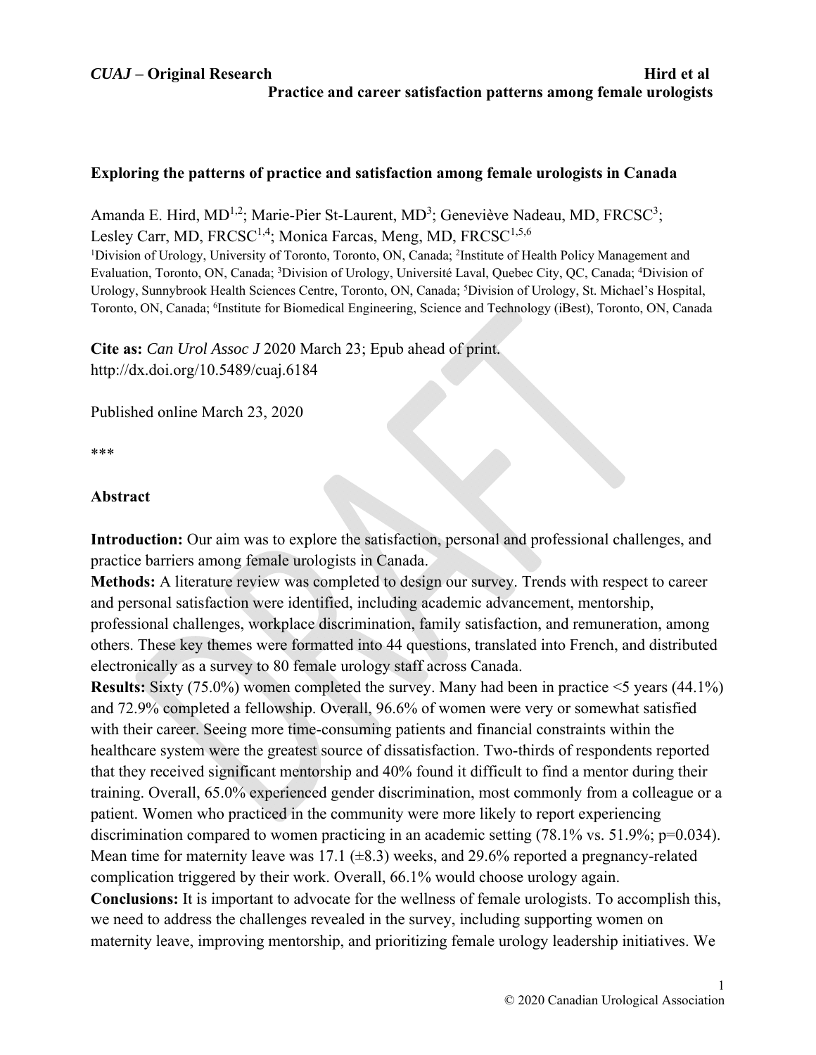# Exploring the patterns of practice and satisfaction among female urologists in Canada

Amanda E. Hird, MD[1,2]; Marie-Pier St-Laurent, MD[3]; Geneviève Nadeau, MD, FRCSC[3]; Lesley Carr, MD, FRCSC[1,4]; Monica Farcas, Meng, MD, FRCSC[1,5,6]

[1]Division of Urology, University of Toronto, Toronto, ON, Canada; [2]Institute of Health Policy Management and Evaluation, Toronto, ON, Canada; [3]Division of Urology, Université Laval, Quebec City, QC, Canada; [4]Division of Urology, Sunnybrook Health Sciences Centre, Toronto, ON, Canada; [5]Division of Urology, St. Michael's Hospital, Toronto, ON, Canada; [6]Institute for Biomedical Engineering, Science and Technology (iBest), Toronto, ON, Canada

**Cite as:** *Can Urol Assoc J* 2020 March 23; Epub ahead of print. http://dx.doi.org/10.5489/cuaj.6184

Published online March 23, 2020

***

## Abstract

**Introduction:** Our aim was to explore the satisfaction, personal and professional challenges, and practice barriers among female urologists in Canada.

**Methods:** A literature review was completed to design our survey. Trends with respect to career and personal satisfaction were identified, including academic advancement, mentorship, professional challenges, workplace discrimination, family satisfaction, and remuneration, among others. These key themes were formatted into 44 questions, translated into French, and distributed electronically as a survey to 80 female urology staff across Canada.

**Results:** Sixty (75.0%) women completed the survey. Many had been in practice <5 years (44.1%) and 72.9% completed a fellowship. Overall, 96.6% of women were very or somewhat satisfied with their career. Seeing more time-consuming patients and financial constraints within the healthcare system were the greatest source of dissatisfaction. Two-thirds of respondents reported that they received significant mentorship and 40% found it difficult to find a mentor during their training. Overall, 65.0% experienced gender discrimination, most commonly from a colleague or a patient. Women who practiced in the community were more likely to report experiencing discrimination compared to women practicing in an academic setting (78.1% vs. 51.9%; $p=0.034$). Mean time for maternity leave was 17.1 (±8.3) weeks, and 29.6% reported a pregnancy-related complication triggered by their work. Overall, 66.1% would choose urology again.

**Conclusions:** It is important to advocate for the wellness of female urologists. To accomplish this, we need to address the challenges revealed in the survey, including supporting women on maternity leave, improving mentorship, and prioritizing female urology leadership initiatives. We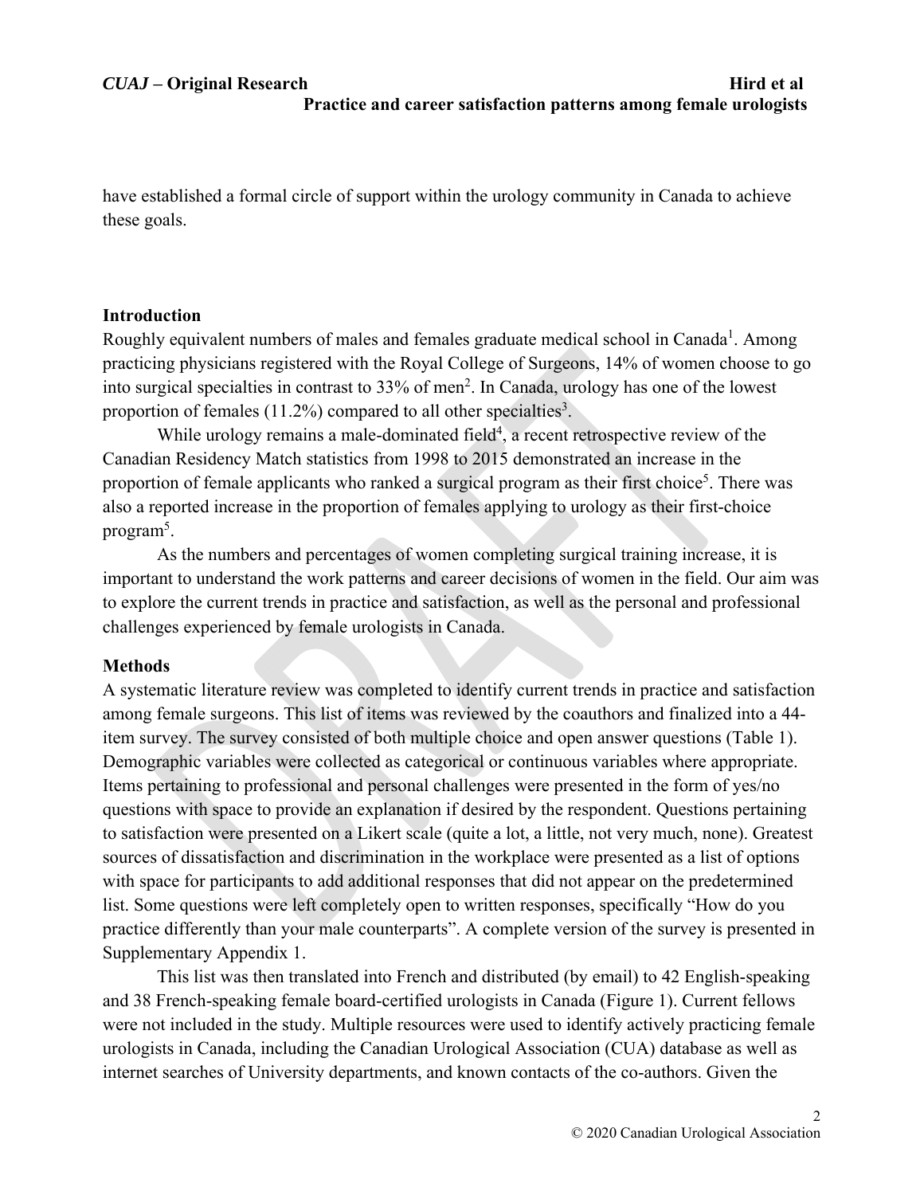have established a formal circle of support within the urology community in Canada to achieve these goals.

## Introduction

Roughly equivalent numbers of males and females graduate medical school in Canada[1]. Among practicing physicians registered with the Royal College of Surgeons, 14% of women choose to go into surgical specialties in contrast to 33% of men[2]. In Canada, urology has one of the lowest proportion of females (11.2%) compared to all other specialties[3].

While urology remains a male-dominated field[4], a recent retrospective review of the Canadian Residency Match statistics from 1998 to 2015 demonstrated an increase in the proportion of female applicants who ranked a surgical program as their first choice[5]. There was also a reported increase in the proportion of females applying to urology as their first-choice program[5].

As the numbers and percentages of women completing surgical training increase, it is important to understand the work patterns and career decisions of women in the field. Our aim was to explore the current trends in practice and satisfaction, as well as the personal and professional challenges experienced by female urologists in Canada.

## Methods

A systematic literature review was completed to identify current trends in practice and satisfaction among female surgeons. This list of items was reviewed by the coauthors and finalized into a 44-item survey. The survey consisted of both multiple choice and open answer questions (Table 1). Demographic variables were collected as categorical or continuous variables where appropriate. Items pertaining to professional and personal challenges were presented in the form of yes/no questions with space to provide an explanation if desired by the respondent. Questions pertaining to satisfaction were presented on a Likert scale (quite a lot, a little, not very much, none). Greatest sources of dissatisfaction and discrimination in the workplace were presented as a list of options with space for participants to add additional responses that did not appear on the predetermined list. Some questions were left completely open to written responses, specifically "How do you practice differently than your male counterparts". A complete version of the survey is presented in Supplementary Appendix 1.

This list was then translated into French and distributed (by email) to 42 English-speaking and 38 French-speaking female board-certified urologists in Canada (Figure 1). Current fellows were not included in the study. Multiple resources were used to identify actively practicing female urologists in Canada, including the Canadian Urological Association (CUA) database as well as internet searches of University departments, and known contacts of the co-authors. Given the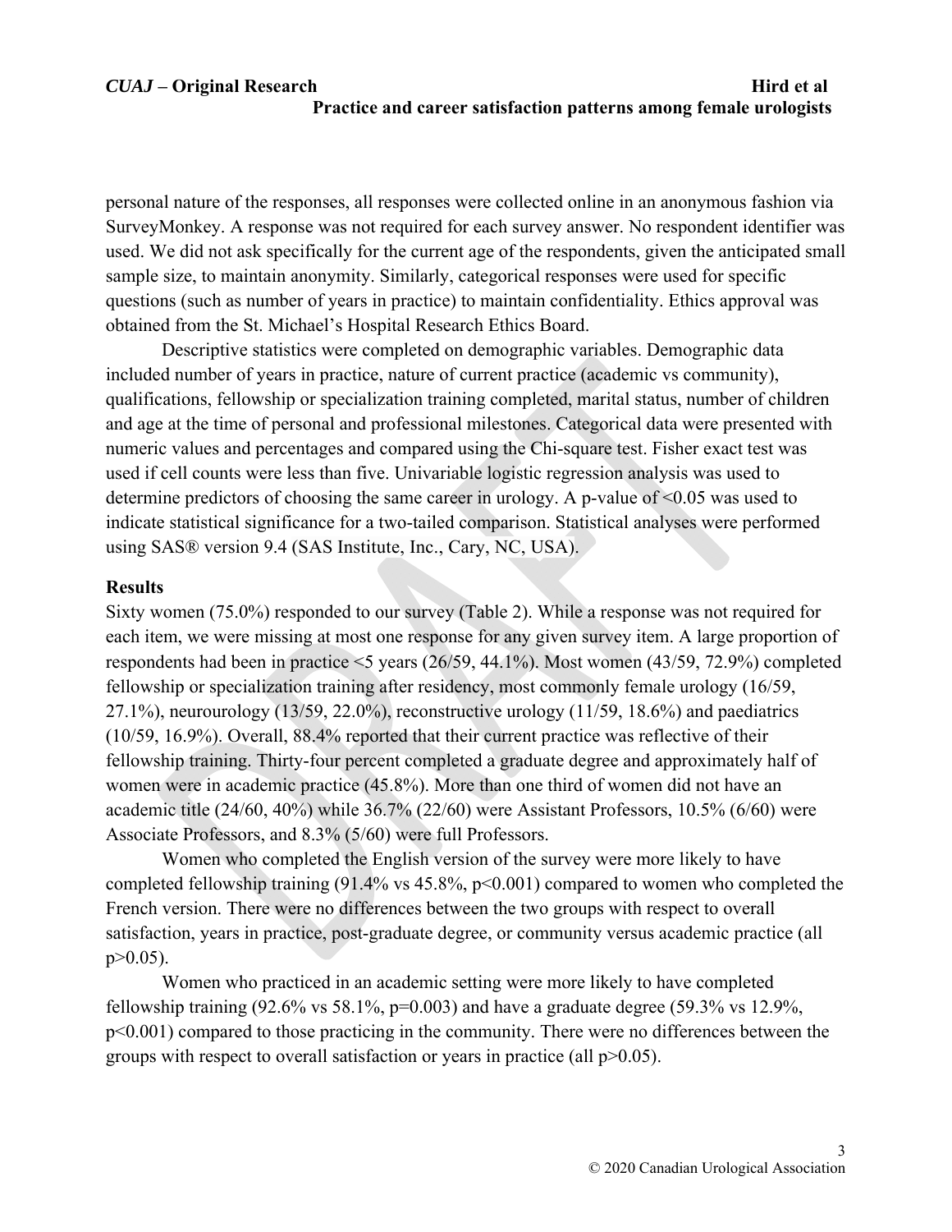personal nature of the responses, all responses were collected online in an anonymous fashion via SurveyMonkey. A response was not required for each survey answer. No respondent identifier was used. We did not ask specifically for the current age of the respondents, given the anticipated small sample size, to maintain anonymity. Similarly, categorical responses were used for specific questions (such as number of years in practice) to maintain confidentiality. Ethics approval was obtained from the St. Michael's Hospital Research Ethics Board.

Descriptive statistics were completed on demographic variables. Demographic data included number of years in practice, nature of current practice (academic vs community), qualifications, fellowship or specialization training completed, marital status, number of children and age at the time of personal and professional milestones. Categorical data were presented with numeric values and percentages and compared using the Chi-square test. Fisher exact test was used if cell counts were less than five. Univariable logistic regression analysis was used to determine predictors of choosing the same career in urology. A p-value of <0.05 was used to indicate statistical significance for a two-tailed comparison. Statistical analyses were performed using SAS® version 9.4 (SAS Institute, Inc., Cary, NC, USA).

## Results

Sixty women (75.0%) responded to our survey (Table 2). While a response was not required for each item, we were missing at most one response for any given survey item. A large proportion of respondents had been in practice <5 years (26/59, 44.1%). Most women (43/59, 72.9%) completed fellowship or specialization training after residency, most commonly female urology (16/59, 27.1%), neurourology (13/59, 22.0%), reconstructive urology (11/59, 18.6%) and paediatrics (10/59, 16.9%). Overall, 88.4% reported that their current practice was reflective of their fellowship training. Thirty-four percent completed a graduate degree and approximately half of women were in academic practice (45.8%). More than one third of women did not have an academic title (24/60, 40%) while 36.7% (22/60) were Assistant Professors, 10.5% (6/60) were Associate Professors, and 8.3% (5/60) were full Professors.

Women who completed the English version of the survey were more likely to have completed fellowship training (91.4% vs 45.8%, p<0.001) compared to women who completed the French version. There were no differences between the two groups with respect to overall satisfaction, years in practice, post-graduate degree, or community versus academic practice (all p>0.05).

Women who practiced in an academic setting were more likely to have completed fellowship training (92.6% vs 58.1%, p=0.003) and have a graduate degree (59.3% vs 12.9%, p<0.001) compared to those practicing in the community. There were no differences between the groups with respect to overall satisfaction or years in practice (all p>0.05).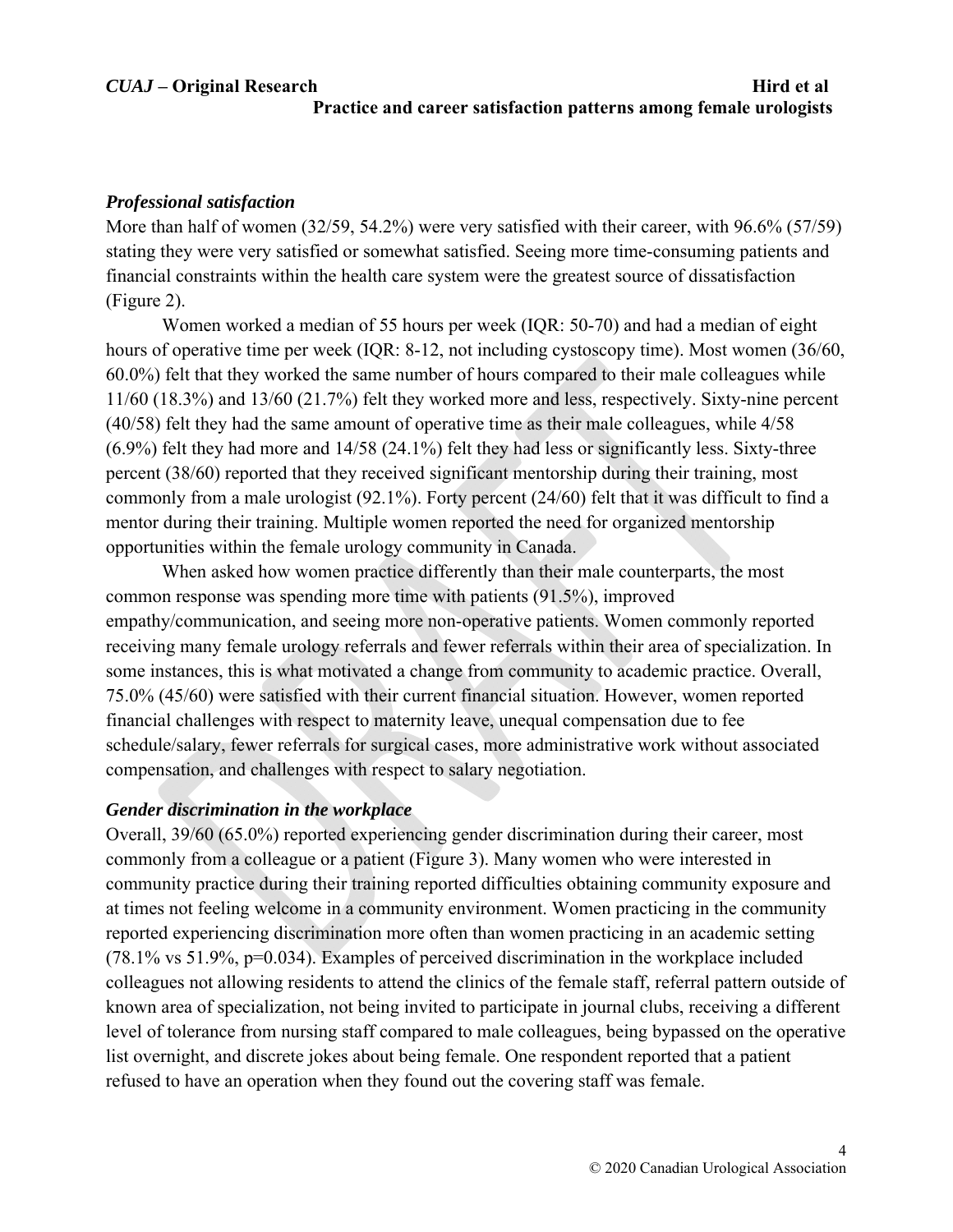### *Professional satisfaction*

More than half of women (32/59, 54.2%) were very satisfied with their career, with 96.6% (57/59) stating they were very satisfied or somewhat satisfied. Seeing more time-consuming patients and financial constraints within the health care system were the greatest source of dissatisfaction (Figure 2).

Women worked a median of 55 hours per week (IQR: 50-70) and had a median of eight hours of operative time per week (IQR: 8-12, not including cystoscopy time). Most women (36/60, 60.0%) felt that they worked the same number of hours compared to their male colleagues while 11/60 (18.3%) and 13/60 (21.7%) felt they worked more and less, respectively. Sixty-nine percent (40/58) felt they had the same amount of operative time as their male colleagues, while 4/58 (6.9%) felt they had more and 14/58 (24.1%) felt they had less or significantly less. Sixty-three percent (38/60) reported that they received significant mentorship during their training, most commonly from a male urologist (92.1%). Forty percent (24/60) felt that it was difficult to find a mentor during their training. Multiple women reported the need for organized mentorship opportunities within the female urology community in Canada.

When asked how women practice differently than their male counterparts, the most common response was spending more time with patients (91.5%), improved empathy/communication, and seeing more non-operative patients. Women commonly reported receiving many female urology referrals and fewer referrals within their area of specialization. In some instances, this is what motivated a change from community to academic practice. Overall, 75.0% (45/60) were satisfied with their current financial situation. However, women reported financial challenges with respect to maternity leave, unequal compensation due to fee schedule/salary, fewer referrals for surgical cases, more administrative work without associated compensation, and challenges with respect to salary negotiation.

### *Gender discrimination in the workplace*

Overall, 39/60 (65.0%) reported experiencing gender discrimination during their career, most commonly from a colleague or a patient (Figure 3). Many women who were interested in community practice during their training reported difficulties obtaining community exposure and at times not feeling welcome in a community environment. Women practicing in the community reported experiencing discrimination more often than women practicing in an academic setting (78.1% vs 51.9%, $p=0.034$). Examples of perceived discrimination in the workplace included colleagues not allowing residents to attend the clinics of the female staff, referral pattern outside of known area of specialization, not being invited to participate in journal clubs, receiving a different level of tolerance from nursing staff compared to male colleagues, being bypassed on the operative list overnight, and discrete jokes about being female. One respondent reported that a patient refused to have an operation when they found out the covering staff was female.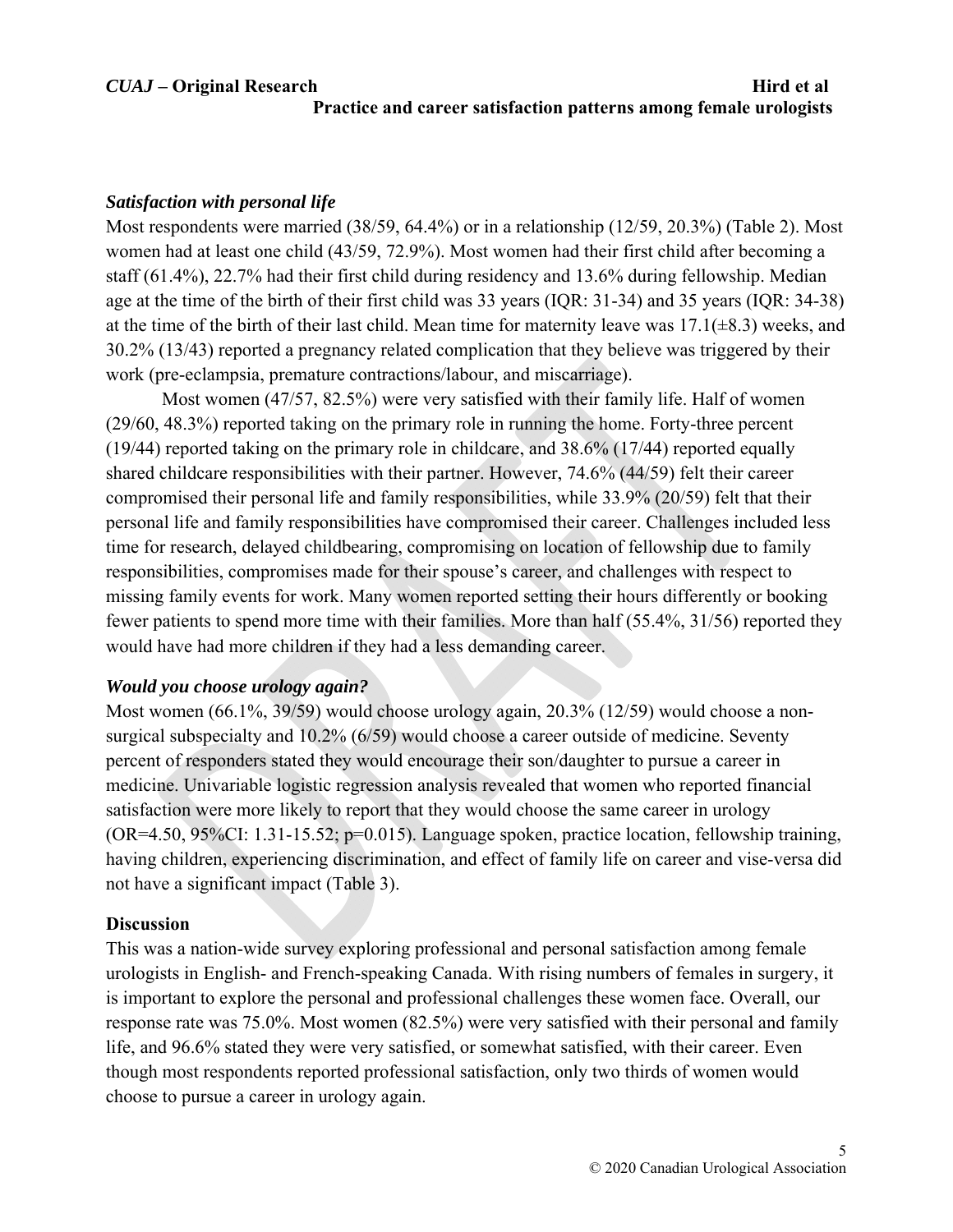### *Satisfaction with personal life*

Most respondents were married (38/59, 64.4%) or in a relationship (12/59, 20.3%) (Table 2). Most women had at least one child (43/59, 72.9%). Most women had their first child after becoming a staff (61.4%), 22.7% had their first child during residency and 13.6% during fellowship. Median age at the time of the birth of their first child was 33 years (IQR: 31-34) and 35 years (IQR: 34-38) at the time of the birth of their last child. Mean time for maternity leave was 17.1(±8.3) weeks, and 30.2% (13/43) reported a pregnancy related complication that they believe was triggered by their work (pre-eclampsia, premature contractions/labour, and miscarriage).

Most women (47/57, 82.5%) were very satisfied with their family life. Half of women (29/60, 48.3%) reported taking on the primary role in running the home. Forty-three percent (19/44) reported taking on the primary role in childcare, and 38.6% (17/44) reported equally shared childcare responsibilities with their partner. However, 74.6% (44/59) felt their career compromised their personal life and family responsibilities, while 33.9% (20/59) felt that their personal life and family responsibilities have compromised their career. Challenges included less time for research, delayed childbearing, compromising on location of fellowship due to family responsibilities, compromises made for their spouse's career, and challenges with respect to missing family events for work. Many women reported setting their hours differently or booking fewer patients to spend more time with their families. More than half (55.4%, 31/56) reported they would have had more children if they had a less demanding career.

### *Would you choose urology again?*

Most women (66.1%, 39/59) would choose urology again, 20.3% (12/59) would choose a non-surgical subspecialty and 10.2% (6/59) would choose a career outside of medicine. Seventy percent of responders stated they would encourage their son/daughter to pursue a career in medicine. Univariable logistic regression analysis revealed that women who reported financial satisfaction were more likely to report that they would choose the same career in urology (OR=4.50, 95%CI: 1.31-15.52; p=0.015). Language spoken, practice location, fellowship training, having children, experiencing discrimination, and effect of family life on career and vise-versa did not have a significant impact (Table 3).

## Discussion

This was a nation-wide survey exploring professional and personal satisfaction among female urologists in English- and French-speaking Canada. With rising numbers of females in surgery, it is important to explore the personal and professional challenges these women face. Overall, our response rate was 75.0%. Most women (82.5%) were very satisfied with their personal and family life, and 96.6% stated they were very satisfied, or somewhat satisfied, with their career. Even though most respondents reported professional satisfaction, only two thirds of women would choose to pursue a career in urology again.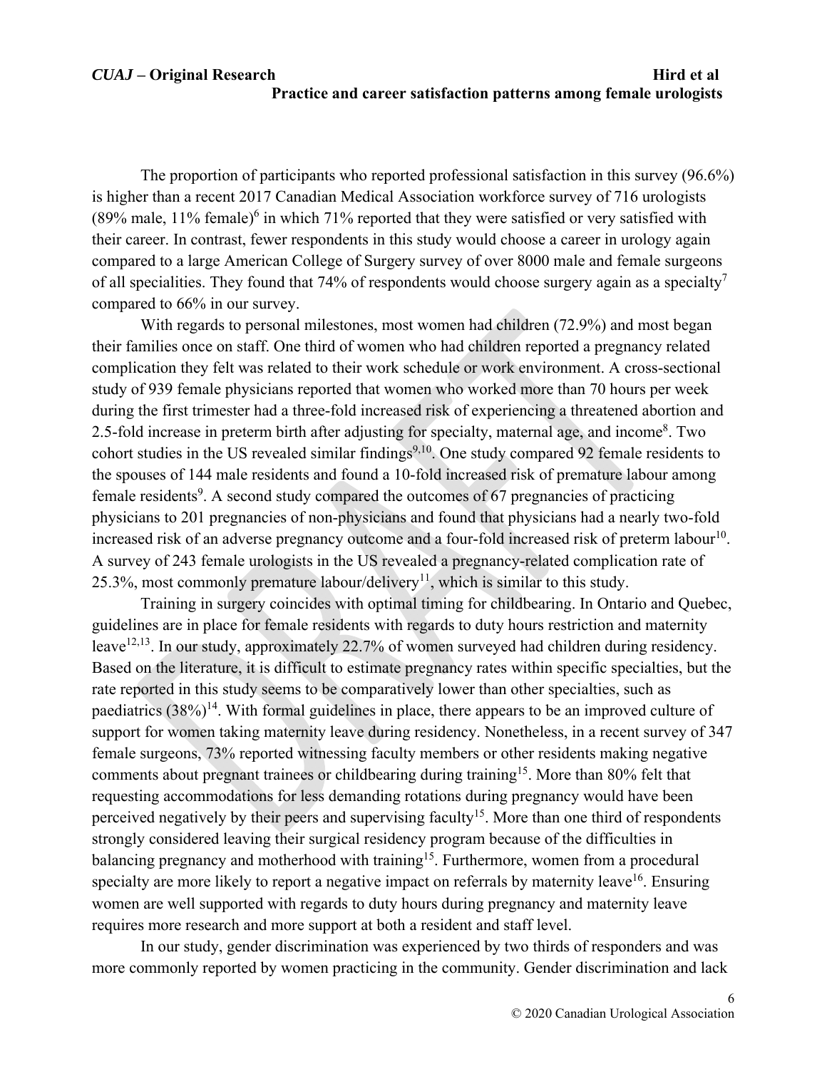The proportion of participants who reported professional satisfaction in this survey (96.6%) is higher than a recent 2017 Canadian Medical Association workforce survey of 716 urologists (89% male, 11% female)[6] in which 71% reported that they were satisfied or very satisfied with their career. In contrast, fewer respondents in this study would choose a career in urology again compared to a large American College of Surgery survey of over 8000 male and female surgeons of all specialities. They found that 74% of respondents would choose surgery again as a specialty[7] compared to 66% in our survey.

With regards to personal milestones, most women had children (72.9%) and most began their families once on staff. One third of women who had children reported a pregnancy related complication they felt was related to their work schedule or work environment. A cross-sectional study of 939 female physicians reported that women who worked more than 70 hours per week during the first trimester had a three-fold increased risk of experiencing a threatened abortion and 2.5-fold increase in preterm birth after adjusting for specialty, maternal age, and income[8]. Two cohort studies in the US revealed similar findings[9,10]. One study compared 92 female residents to the spouses of 144 male residents and found a 10-fold increased risk of premature labour among female residents[9]. A second study compared the outcomes of 67 pregnancies of practicing physicians to 201 pregnancies of non-physicians and found that physicians had a nearly two-fold increased risk of an adverse pregnancy outcome and a four-fold increased risk of preterm labour[10]. A survey of 243 female urologists in the US revealed a pregnancy-related complication rate of 25.3%, most commonly premature labour/delivery[11], which is similar to this study.

Training in surgery coincides with optimal timing for childbearing. In Ontario and Quebec, guidelines are in place for female residents with regards to duty hours restriction and maternity leave[12,13]. In our study, approximately 22.7% of women surveyed had children during residency. Based on the literature, it is difficult to estimate pregnancy rates within specific specialties, but the rate reported in this study seems to be comparatively lower than other specialties, such as paediatrics (38%)[14]. With formal guidelines in place, there appears to be an improved culture of support for women taking maternity leave during residency. Nonetheless, in a recent survey of 347 female surgeons, 73% reported witnessing faculty members or other residents making negative comments about pregnant trainees or childbearing during training[15]. More than 80% felt that requesting accommodations for less demanding rotations during pregnancy would have been perceived negatively by their peers and supervising faculty[15]. More than one third of respondents strongly considered leaving their surgical residency program because of the difficulties in balancing pregnancy and motherhood with training[15]. Furthermore, women from a procedural specialty are more likely to report a negative impact on referrals by maternity leave[16]. Ensuring women are well supported with regards to duty hours during pregnancy and maternity leave requires more research and more support at both a resident and staff level.

In our study, gender discrimination was experienced by two thirds of responders and was more commonly reported by women practicing in the community. Gender discrimination and lack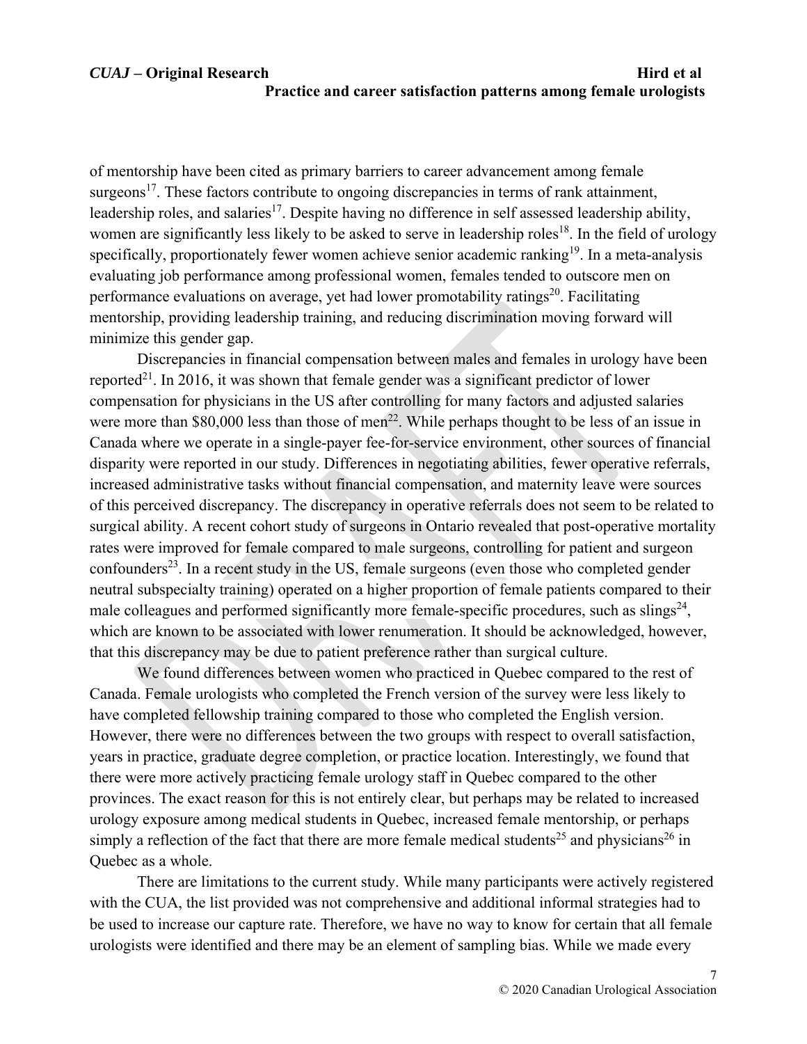of mentorship have been cited as primary barriers to career advancement among female surgeons[17]. These factors contribute to ongoing discrepancies in terms of rank attainment, leadership roles, and salaries[17]. Despite having no difference in self assessed leadership ability, women are significantly less likely to be asked to serve in leadership roles[18]. In the field of urology specifically, proportionately fewer women achieve senior academic ranking[19]. In a meta-analysis evaluating job performance among professional women, females tended to outscore men on performance evaluations on average, yet had lower promotability ratings[20]. Facilitating mentorship, providing leadership training, and reducing discrimination moving forward will minimize this gender gap.

Discrepancies in financial compensation between males and females in urology have been reported[21]. In 2016, it was shown that female gender was a significant predictor of lower compensation for physicians in the US after controlling for many factors and adjusted salaries were more than $80,000 less than those of men[22]. While perhaps thought to be less of an issue in Canada where we operate in a single-payer fee-for-service environment, other sources of financial disparity were reported in our study. Differences in negotiating abilities, fewer operative referrals, increased administrative tasks without financial compensation, and maternity leave were sources of this perceived discrepancy. The discrepancy in operative referrals does not seem to be related to surgical ability. A recent cohort study of surgeons in Ontario revealed that post-operative mortality rates were improved for female compared to male surgeons, controlling for patient and surgeon confounders[23]. In a recent study in the US, female surgeons (even those who completed gender neutral subspecialty training) operated on a higher proportion of female patients compared to their male colleagues and performed significantly more female-specific procedures, such as slings[24], which are known to be associated with lower renumeration. It should be acknowledged, however, that this discrepancy may be due to patient preference rather than surgical culture.

We found differences between women who practiced in Quebec compared to the rest of Canada. Female urologists who completed the French version of the survey were less likely to have completed fellowship training compared to those who completed the English version. However, there were no differences between the two groups with respect to overall satisfaction, years in practice, graduate degree completion, or practice location. Interestingly, we found that there were more actively practicing female urology staff in Quebec compared to the other provinces. The exact reason for this is not entirely clear, but perhaps may be related to increased urology exposure among medical students in Quebec, increased female mentorship, or perhaps simply a reflection of the fact that there are more female medical students[25] and physicians[26] in Quebec as a whole.

There are limitations to the current study. While many participants were actively registered with the CUA, the list provided was not comprehensive and additional informal strategies had to be used to increase our capture rate. Therefore, we have no way to know for certain that all female urologists were identified and there may be an element of sampling bias. While we made every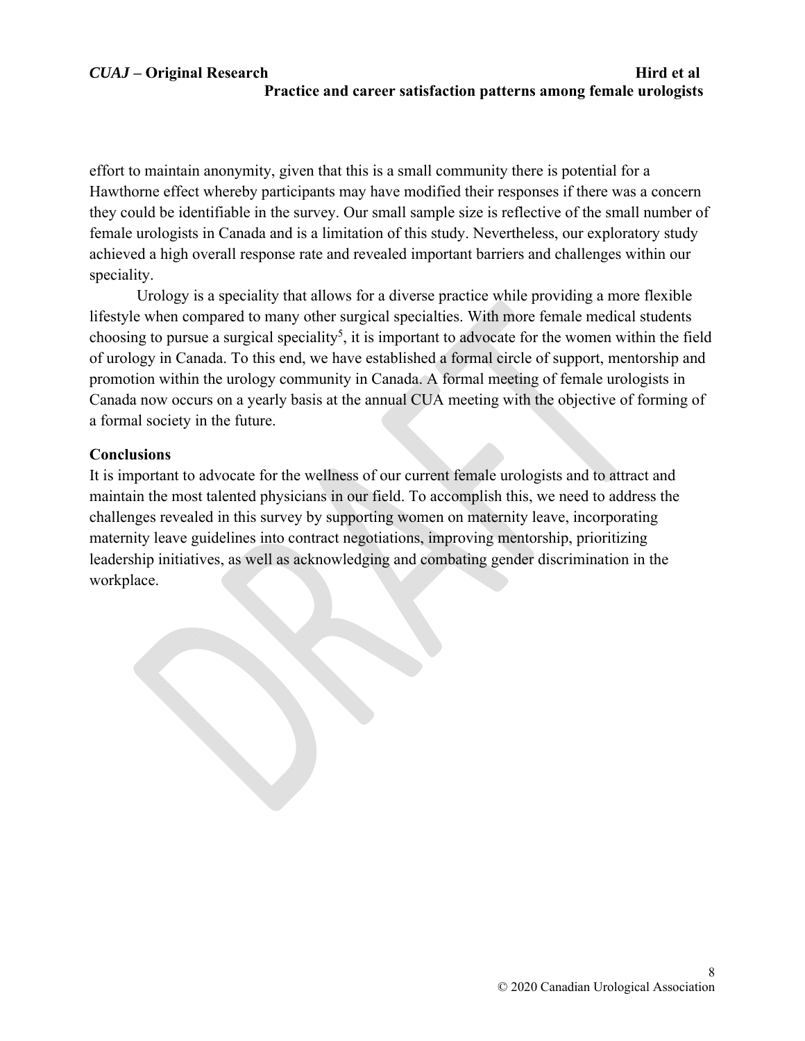effort to maintain anonymity, given that this is a small community there is potential for a Hawthorne effect whereby participants may have modified their responses if there was a concern they could be identifiable in the survey. Our small sample size is reflective of the small number of female urologists in Canada and is a limitation of this study. Nevertheless, our exploratory study achieved a high overall response rate and revealed important barriers and challenges within our speciality.

Urology is a speciality that allows for a diverse practice while providing a more flexible lifestyle when compared to many other surgical specialties. With more female medical students choosing to pursue a surgical speciality[5], it is important to advocate for the women within the field of urology in Canada. To this end, we have established a formal circle of support, mentorship and promotion within the urology community in Canada. A formal meeting of female urologists in Canada now occurs on a yearly basis at the annual CUA meeting with the objective of forming of a formal society in the future.

## Conclusions

It is important to advocate for the wellness of our current female urologists and to attract and maintain the most talented physicians in our field. To accomplish this, we need to address the challenges revealed in this survey by supporting women on maternity leave, incorporating maternity leave guidelines into contract negotiations, improving mentorship, prioritizing leadership initiatives, as well as acknowledging and combating gender discrimination in the workplace.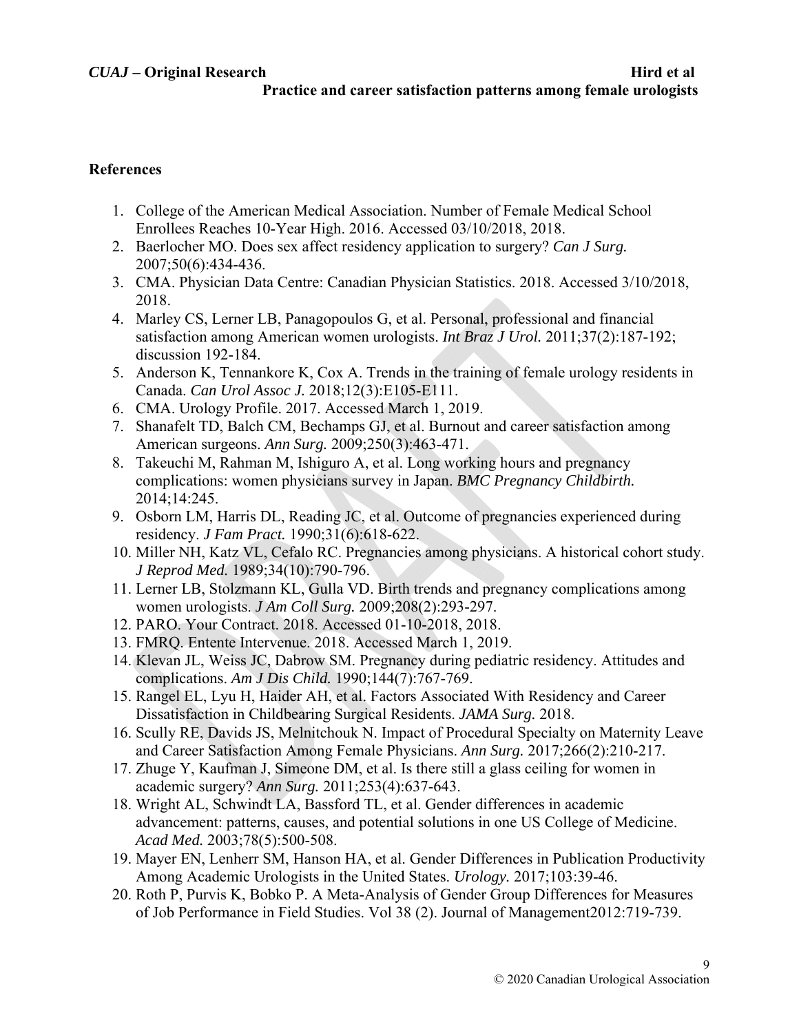## References

1. College of the American Medical Association. Number of Female Medical School Enrollees Reaches 10-Year High. 2016. Accessed 03/10/2018, 2018.
2. Baerlocher MO. Does sex affect residency application to surgery? *Can J Surg.* 2007;50(6):434-436.
3. CMA. Physician Data Centre: Canadian Physician Statistics. 2018. Accessed 3/10/2018, 2018.
4. Marley CS, Lerner LB, Panagopoulos G, et al. Personal, professional and financial satisfaction among American women urologists. *Int Braz J Urol.* 2011;37(2):187-192; discussion 192-184.
5. Anderson K, Tennankore K, Cox A. Trends in the training of female urology residents in Canada. *Can Urol Assoc J.* 2018;12(3):E105-E111.
6. CMA. Urology Profile. 2017. Accessed March 1, 2019.
7. Shanafelt TD, Balch CM, Bechamps GJ, et al. Burnout and career satisfaction among American surgeons. *Ann Surg.* 2009;250(3):463-471.
8. Takeuchi M, Rahman M, Ishiguro A, et al. Long working hours and pregnancy complications: women physicians survey in Japan. *BMC Pregnancy Childbirth.* 2014;14:245.
9. Osborn LM, Harris DL, Reading JC, et al. Outcome of pregnancies experienced during residency. *J Fam Pract.* 1990;31(6):618-622.
10. Miller NH, Katz VL, Cefalo RC. Pregnancies among physicians. A historical cohort study. *J Reprod Med.* 1989;34(10):790-796.
11. Lerner LB, Stolzmann KL, Gulla VD. Birth trends and pregnancy complications among women urologists. *J Am Coll Surg.* 2009;208(2):293-297.
12. PARO. Your Contract. 2018. Accessed 01-10-2018, 2018.
13. FMRQ. Entente Intervenue. 2018. Accessed March 1, 2019.
14. Klevan JL, Weiss JC, Dabrow SM. Pregnancy during pediatric residency. Attitudes and complications. *Am J Dis Child.* 1990;144(7):767-769.
15. Rangel EL, Lyu H, Haider AH, et al. Factors Associated With Residency and Career Dissatisfaction in Childbearing Surgical Residents. *JAMA Surg.* 2018.
16. Scully RE, Davids JS, Melnitchouk N. Impact of Procedural Specialty on Maternity Leave and Career Satisfaction Among Female Physicians. *Ann Surg.* 2017;266(2):210-217.
17. Zhuge Y, Kaufman J, Simeone DM, et al. Is there still a glass ceiling for women in academic surgery? *Ann Surg.* 2011;253(4):637-643.
18. Wright AL, Schwindt LA, Bassford TL, et al. Gender differences in academic advancement: patterns, causes, and potential solutions in one US College of Medicine. *Acad Med.* 2003;78(5):500-508.
19. Mayer EN, Lenherr SM, Hanson HA, et al. Gender Differences in Publication Productivity Among Academic Urologists in the United States. *Urology.* 2017;103:39-46.
20. Roth P, Purvis K, Bobko P. A Meta-Analysis of Gender Group Differences for Measures of Job Performance in Field Studies. Vol 38 (2). Journal of Management2012:719-739.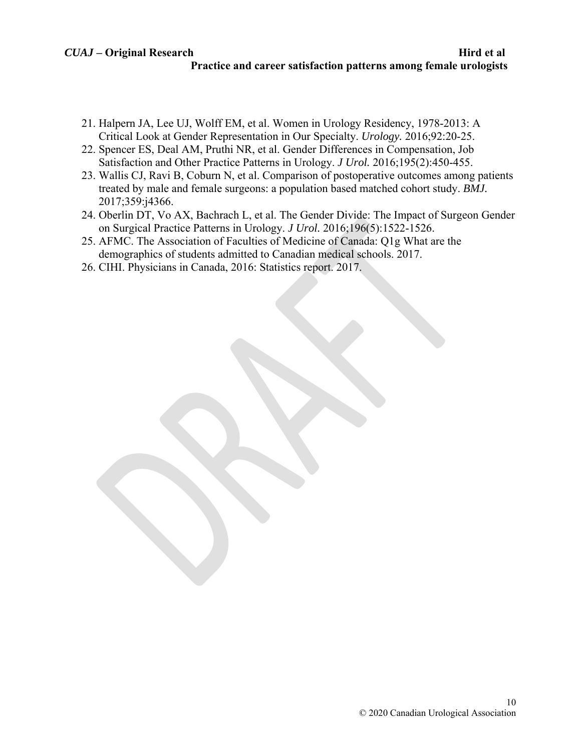21. Halpern JA, Lee UJ, Wolff EM, et al. Women in Urology Residency, 1978-2013: A Critical Look at Gender Representation in Our Specialty. *Urology.* 2016;92:20-25.
22. Spencer ES, Deal AM, Pruthi NR, et al. Gender Differences in Compensation, Job Satisfaction and Other Practice Patterns in Urology. *J Urol.* 2016;195(2):450-455.
23. Wallis CJ, Ravi B, Coburn N, et al. Comparison of postoperative outcomes among patients treated by male and female surgeons: a population based matched cohort study. *BMJ.* 2017;359:j4366.
24. Oberlin DT, Vo AX, Bachrach L, et al. The Gender Divide: The Impact of Surgeon Gender on Surgical Practice Patterns in Urology. *J Urol.* 2016;196(5):1522-1526.
25. AFMC. The Association of Faculties of Medicine of Canada: Q1g What are the demographics of students admitted to Canadian medical schools. 2017.
26. CIHI. Physicians in Canada, 2016: Statistics report. 2017.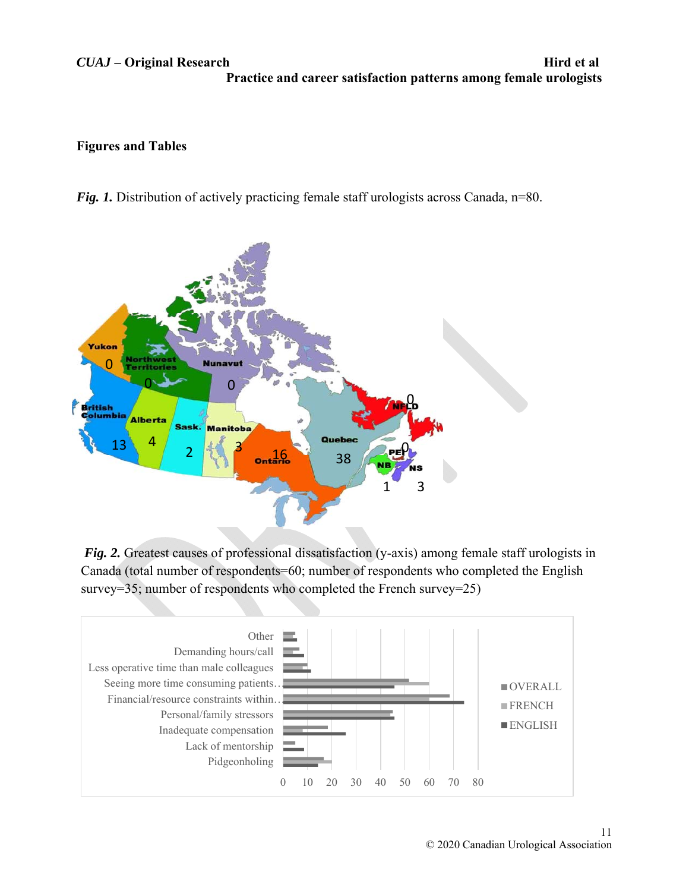## Figures and Tables

***Fig. 1.*** Distribution of actively practicing female staff urologists across Canada, n=80.

***Fig. 2.*** Greatest causes of professional dissatisfaction (y-axis) among female staff urologists in Canada (total number of respondents=60; number of respondents who completed the English survey=35; number of respondents who completed the French survey=25)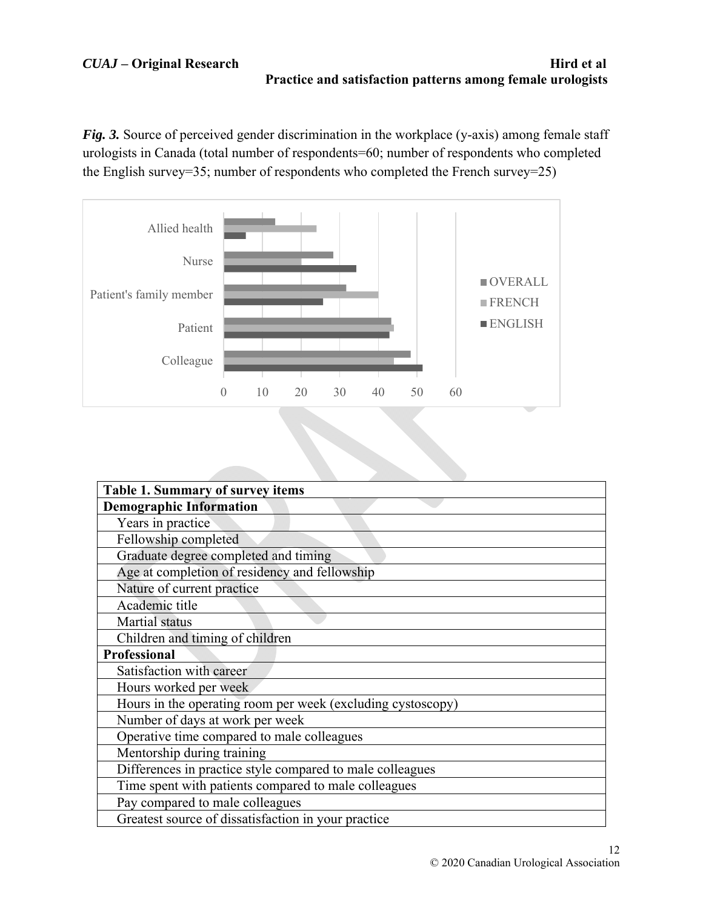***Fig. 3.*** Source of perceived gender discrimination in the workplace (y-axis) among female staff urologists in Canada (total number of respondents=60; number of respondents who completed the English survey=35; number of respondents who completed the French survey=25)

| Table 1. Summary of survey items |
|---|
| **Demographic Information** |
| Years in practice |
| Fellowship completed |
| Graduate degree completed and timing |
| Age at completion of residency and fellowship |
| Nature of current practice |
| Academic title |
| Martial status |
| Children and timing of children |
| **Professional** |
| Satisfaction with career |
| Hours worked per week |
| Hours in the operating room per week (excluding cystoscopy) |
| Number of days at work per week |
| Operative time compared to male colleagues |
| Mentorship during training |
| Differences in practice style compared to male colleagues |
| Time spent with patients compared to male colleagues |
| Pay compared to male colleagues |
| Greatest source of dissatisfaction in your practice |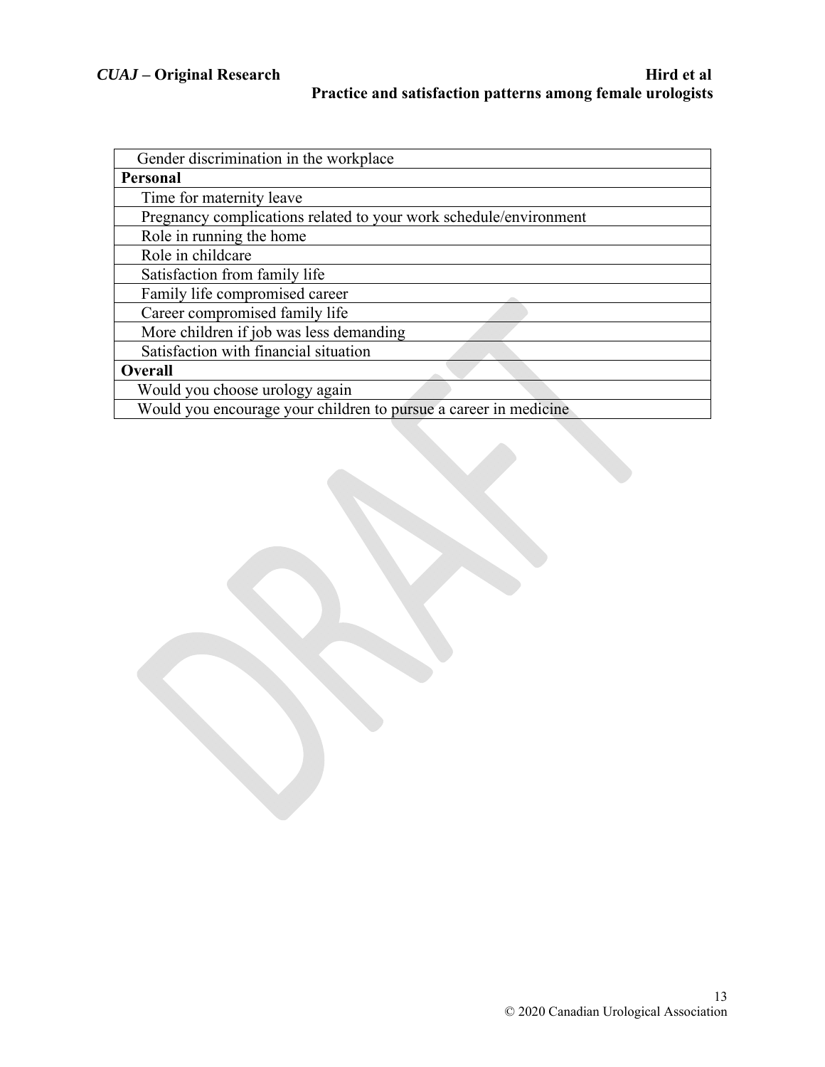| Gender discrimination in the workplace |
|---|
| **Personal** |
| Time for maternity leave |
| Pregnancy complications related to your work schedule/environment |
| Role in running the home |
| Role in childcare |
| Satisfaction from family life |
| Family life compromised career |
| Career compromised family life |
| More children if job was less demanding |
| Satisfaction with financial situation |
| **Overall** |
| Would you choose urology again |
| Would you encourage your children to pursue a career in medicine |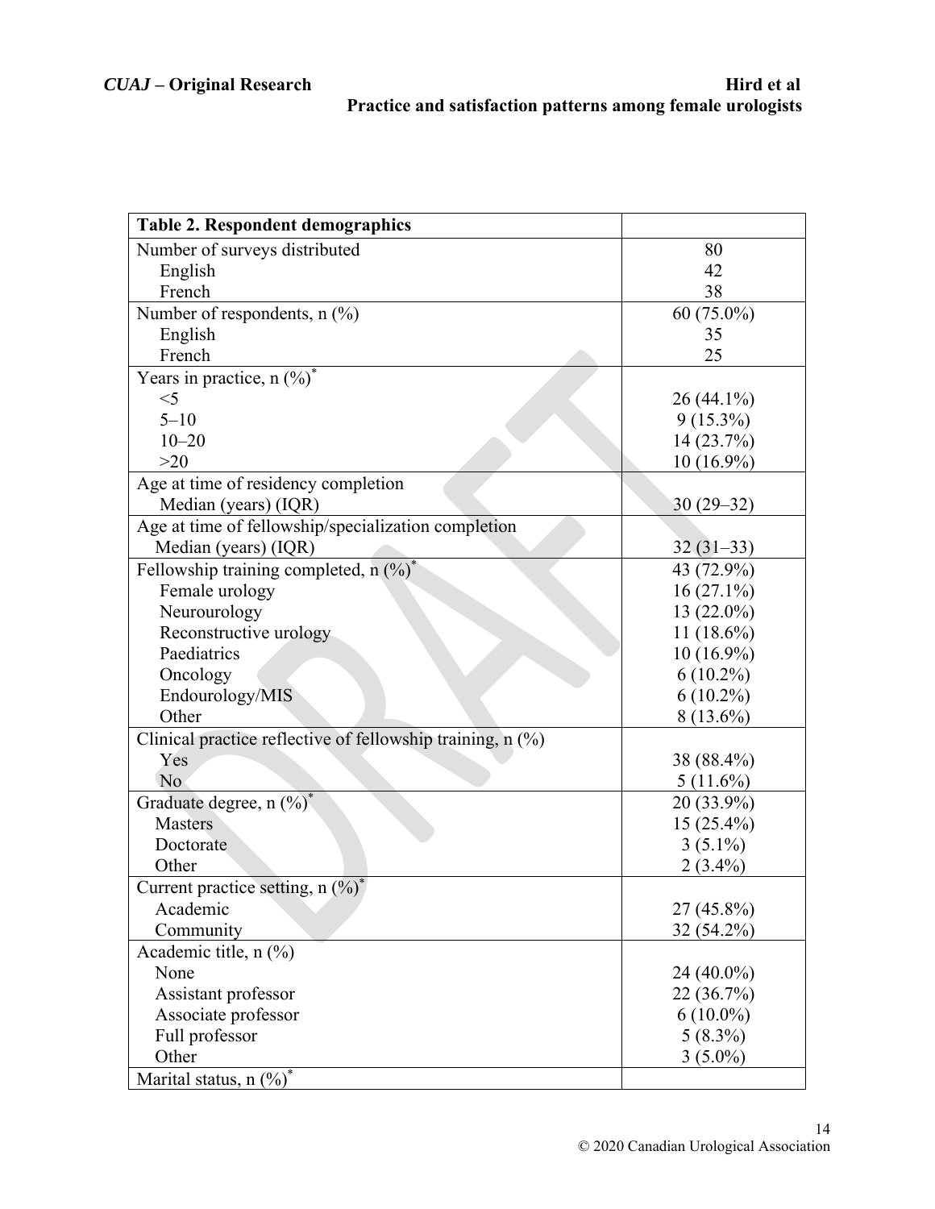| Table 2. Respondent demographics | |
|---|---|
| Number of surveys distributed | 80 |
| English | 42 |
| French | 38 |
| Number of respondents, n (%) | 60 (75.0%) |
| English | 35 |
| French | 25 |
| Years in practice, n (%)* | |
| <5 | 26 (44.1%) |
| 5–10 | 9 (15.3%) |
| 10–20 | 14 (23.7%) |
| >20 | 10 (16.9%) |
| Age at time of residency completion | |
| Median (years) (IQR) | 30 (29–32) |
| Age at time of fellowship/specialization completion | |
| Median (years) (IQR) | 32 (31–33) |
| Fellowship training completed, n (%)* | 43 (72.9%) |
| Female urology | 16 (27.1%) |
| Neurourology | 13 (22.0%) |
| Reconstructive urology | 11 (18.6%) |
| Paediatrics | 10 (16.9%) |
| Oncology | 6 (10.2%) |
| Endourology/MIS | 6 (10.2%) |
| Other | 8 (13.6%) |
| Clinical practice reflective of fellowship training, n (%) | |
| Yes | 38 (88.4%) |
| No | 5 (11.6%) |
| Graduate degree, n (%)* | 20 (33.9%) |
| Masters | 15 (25.4%) |
| Doctorate | 3 (5.1%) |
| Other | 2 (3.4%) |
| Current practice setting, n (%)* | |
| Academic | 27 (45.8%) |
| Community | 32 (54.2%) |
| Academic title, n (%) | |
| None | 24 (40.0%) |
| Assistant professor | 22 (36.7%) |
| Associate professor | 6 (10.0%) |
| Full professor | 5 (8.3%) |
| Other | 3 (5.0%) |
| Marital status, n (%)* | |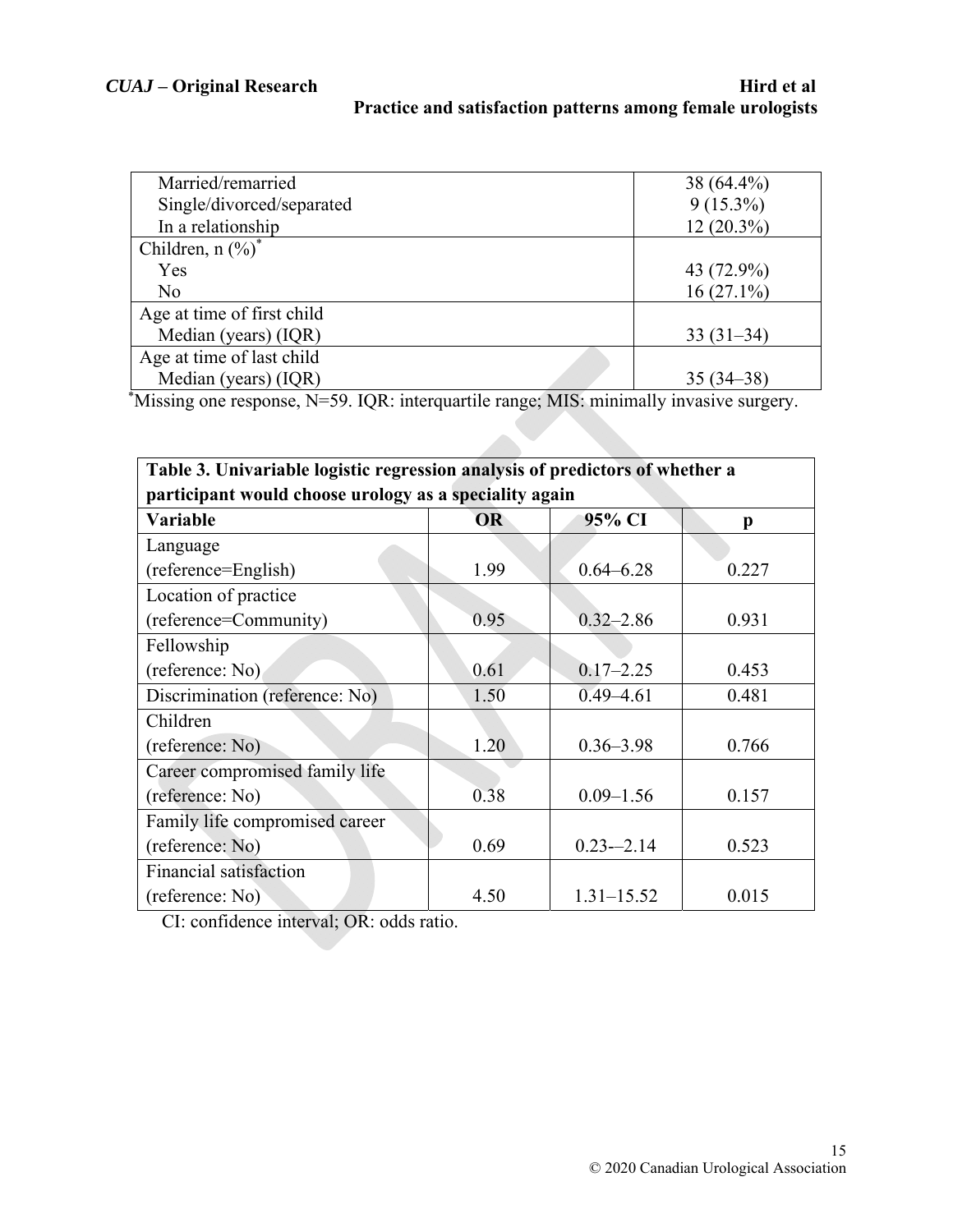| | |
|---|---|
| Married/remarried | 38 (64.4%) |
| Single/divorced/separated | 9 (15.3%) |
| In a relationship | 12 (20.3%) |
| Children, n (%)* | |
| Yes | 43 (72.9%) |
| No | 16 (27.1%) |
| Age at time of first child | |
| Median (years) (IQR) | 33 (31–34) |
| Age at time of last child | |
| Median (years) (IQR) | 35 (34–38) |

*Missing one response, N=59. IQR: interquartile range; MIS: minimally invasive surgery.

**Table 3. Univariable logistic regression analysis of predictors of whether a participant would choose urology as a speciality again**

| Variable | OR | 95% CI | p |
|---|---|---|---|
| Language (reference=English) | 1.99 | 0.64–6.28 | 0.227 |
| Location of practice (reference=Community) | 0.95 | 0.32–2.86 | 0.931 |
| Fellowship (reference: No) | 0.61 | 0.17–2.25 | 0.453 |
| Discrimination (reference: No) | 1.50 | 0.49–4.61 | 0.481 |
| Children (reference: No) | 1.20 | 0.36–3.98 | 0.766 |
| Career compromised family life (reference: No) | 0.38 | 0.09–1.56 | 0.157 |
| Family life compromised career (reference: No) | 0.69 | 0.23-–2.14 | 0.523 |
| Financial satisfaction (reference: No) | 4.50 | 1.31–15.52 | 0.015 |

CI: confidence interval; OR: odds ratio.